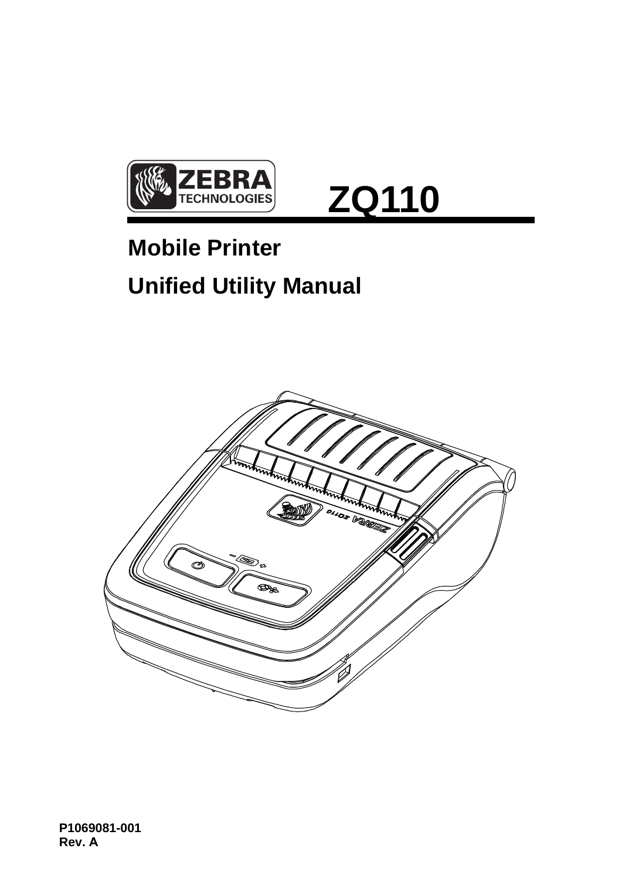ZEBRA TECHNOLOGIES

# ZQ110

## Mobile Printer

## Unified Utility Manual

P1069081-001
Rev. A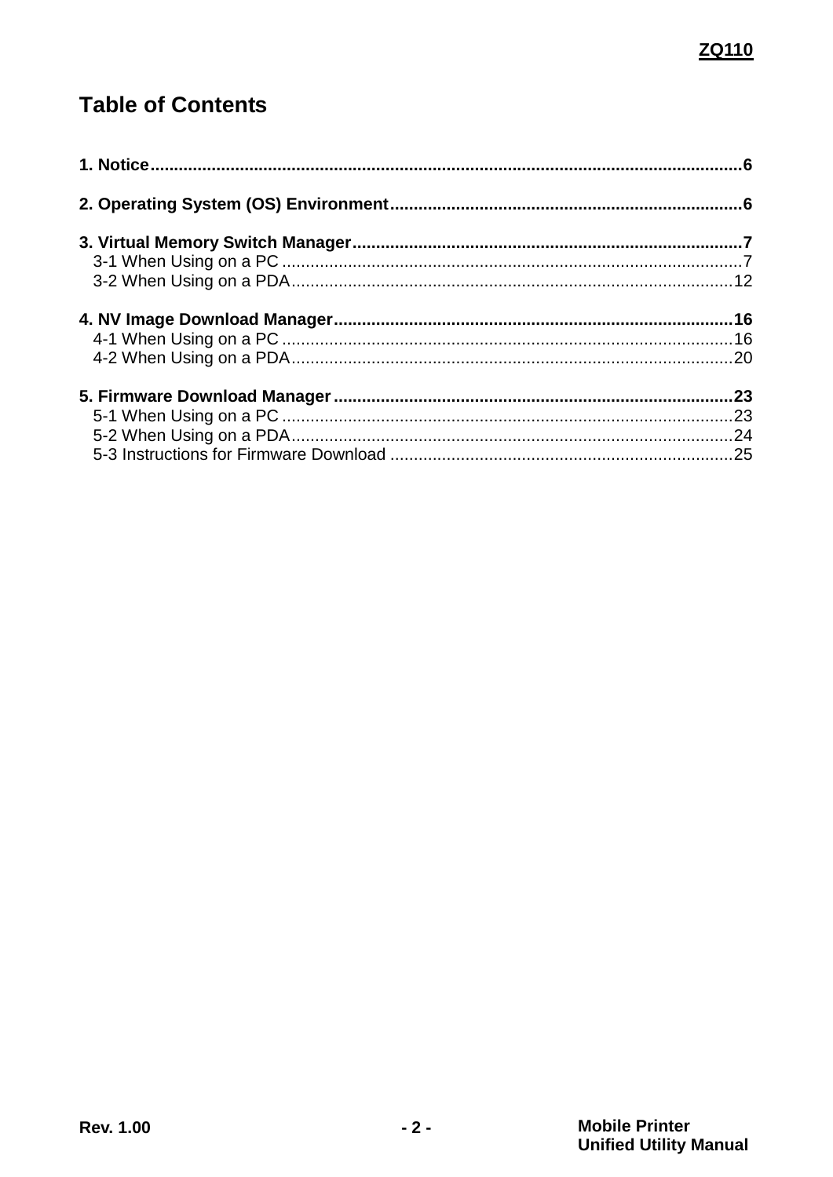# Table of Contents

**1. Notice** .......... **6**

**2. Operating System (OS) Environment** .......... **6**

**3. Virtual Memory Switch Manager** .......... **7**
- 3-1 When Using on a PC .......... 7
- 3-2 When Using on a PDA .......... 12

**4. NV Image Download Manager** .......... **16**
- 4-1 When Using on a PC .......... 16
- 4-2 When Using on a PDA .......... 20

**5. Firmware Download Manager** .......... **23**
- 5-1 When Using on a PC .......... 23
- 5-2 When Using on a PDA .......... 24
- 5-3 Instructions for Firmware Download .......... 25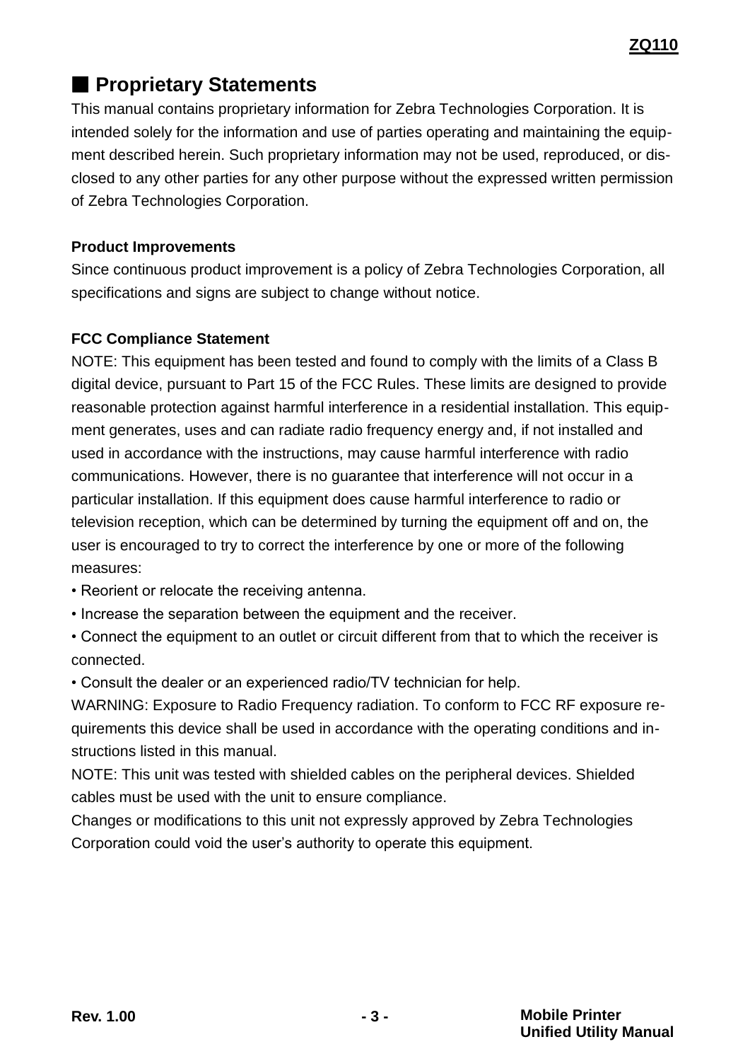## ■ Proprietary Statements

This manual contains proprietary information for Zebra Technologies Corporation. It is intended solely for the information and use of parties operating and maintaining the equipment described herein. Such proprietary information may not be used, reproduced, or disclosed to any other parties for any other purpose without the expressed written permission of Zebra Technologies Corporation.

**Product Improvements**

Since continuous product improvement is a policy of Zebra Technologies Corporation, all specifications and signs are subject to change without notice.

**FCC Compliance Statement**

NOTE: This equipment has been tested and found to comply with the limits of a Class B digital device, pursuant to Part 15 of the FCC Rules. These limits are designed to provide reasonable protection against harmful interference in a residential installation. This equipment generates, uses and can radiate radio frequency energy and, if not installed and used in accordance with the instructions, may cause harmful interference with radio communications. However, there is no guarantee that interference will not occur in a particular installation. If this equipment does cause harmful interference to radio or television reception, which can be determined by turning the equipment off and on, the user is encouraged to try to correct the interference by one or more of the following measures:

- Reorient or relocate the receiving antenna.
- Increase the separation between the equipment and the receiver.
- Connect the equipment to an outlet or circuit different from that to which the receiver is connected.
- Consult the dealer or an experienced radio/TV technician for help.

WARNING: Exposure to Radio Frequency radiation. To conform to FCC RF exposure requirements this device shall be used in accordance with the operating conditions and instructions listed in this manual.

NOTE: This unit was tested with shielded cables on the peripheral devices. Shielded cables must be used with the unit to ensure compliance.

Changes or modifications to this unit not expressly approved by Zebra Technologies Corporation could void the user's authority to operate this equipment.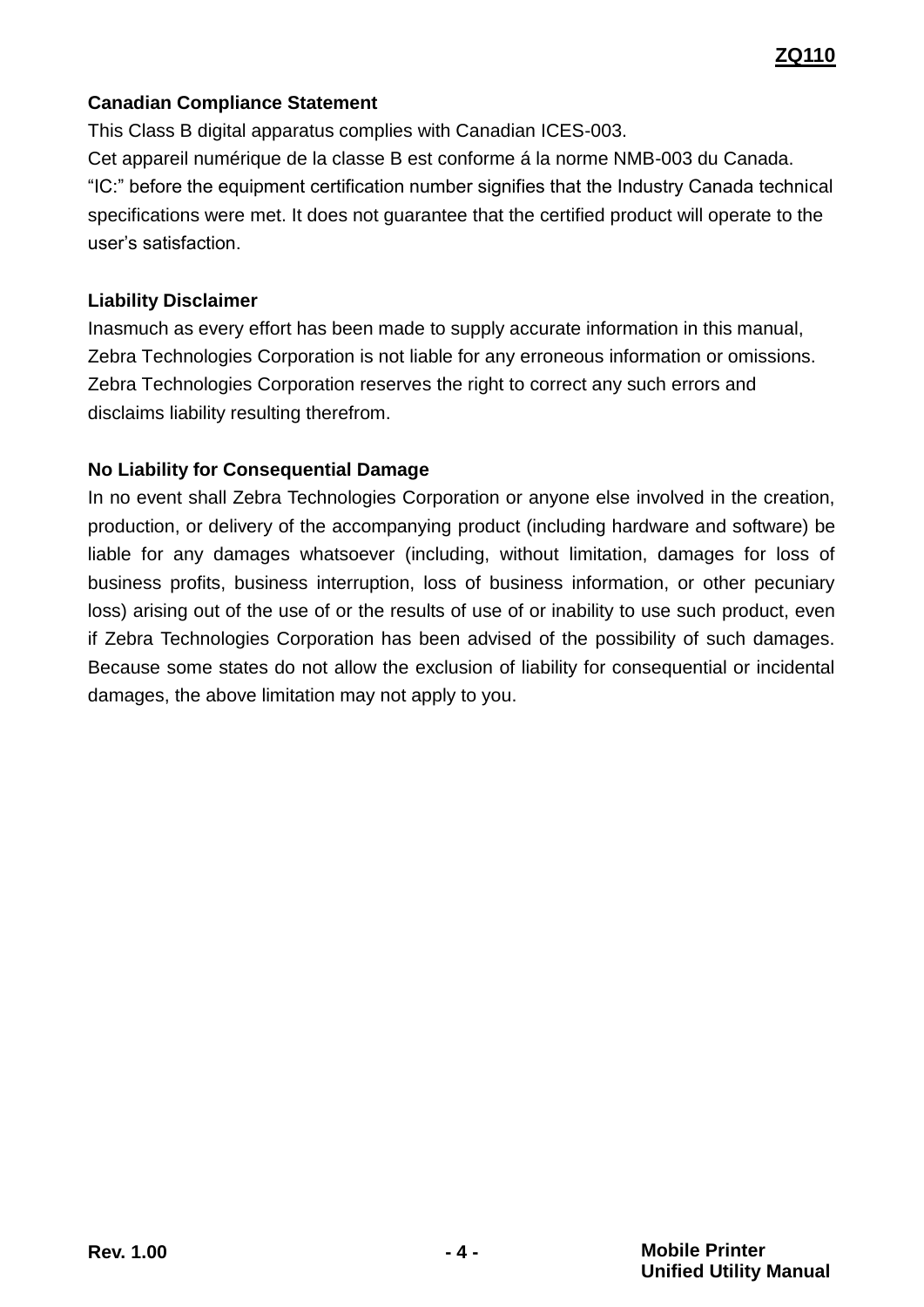### Canadian Compliance Statement

This Class B digital apparatus complies with Canadian ICES-003.
Cet appareil numérique de la classe B est conforme á la norme NMB-003 du Canada.
"IC:" before the equipment certification number signifies that the Industry Canada technical specifications were met. It does not guarantee that the certified product will operate to the user's satisfaction.

### Liability Disclaimer

Inasmuch as every effort has been made to supply accurate information in this manual, Zebra Technologies Corporation is not liable for any erroneous information or omissions. Zebra Technologies Corporation reserves the right to correct any such errors and disclaims liability resulting therefrom.

### No Liability for Consequential Damage

In no event shall Zebra Technologies Corporation or anyone else involved in the creation, production, or delivery of the accompanying product (including hardware and software) be liable for any damages whatsoever (including, without limitation, damages for loss of business profits, business interruption, loss of business information, or other pecuniary loss) arising out of the use of or the results of use of or inability to use such product, even if Zebra Technologies Corporation has been advised of the possibility of such damages. Because some states do not allow the exclusion of liability for consequential or incidental damages, the above limitation may not apply to you.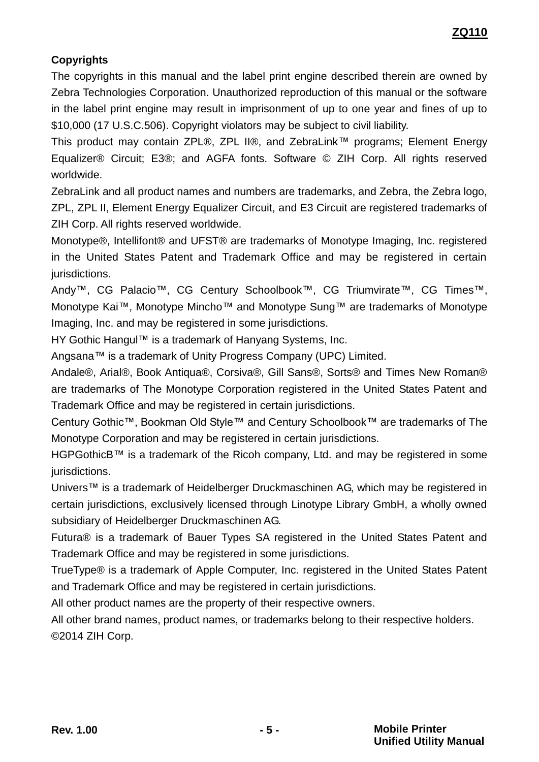**Copyrights**

The copyrights in this manual and the label print engine described therein are owned by Zebra Technologies Corporation. Unauthorized reproduction of this manual or the software in the label print engine may result in imprisonment of up to one year and fines of up to $10,000 (17 U.S.C.506). Copyright violators may be subject to civil liability.

This product may contain ZPL®, ZPL II®, and ZebraLink™ programs; Element Energy Equalizer® Circuit; E3®; and AGFA fonts. Software © ZIH Corp. All rights reserved worldwide.

ZebraLink and all product names and numbers are trademarks, and Zebra, the Zebra logo, ZPL, ZPL II, Element Energy Equalizer Circuit, and E3 Circuit are registered trademarks of ZIH Corp. All rights reserved worldwide.

Monotype®, Intellifont® and UFST® are trademarks of Monotype Imaging, Inc. registered in the United States Patent and Trademark Office and may be registered in certain jurisdictions.

Andy™, CG Palacio™, CG Century Schoolbook™, CG Triumvirate™, CG Times™, Monotype Kai™, Monotype Mincho™ and Monotype Sung™ are trademarks of Monotype Imaging, Inc. and may be registered in some jurisdictions.

HY Gothic Hangul™ is a trademark of Hanyang Systems, Inc.

Angsana™ is a trademark of Unity Progress Company (UPC) Limited.

Andale®, Arial®, Book Antiqua®, Corsiva®, Gill Sans®, Sorts® and Times New Roman® are trademarks of The Monotype Corporation registered in the United States Patent and Trademark Office and may be registered in certain jurisdictions.

Century Gothic™, Bookman Old Style™ and Century Schoolbook™ are trademarks of The Monotype Corporation and may be registered in certain jurisdictions.

HGPGothicB™ is a trademark of the Ricoh company, Ltd. and may be registered in some jurisdictions.

Univers™ is a trademark of Heidelberger Druckmaschinen AG, which may be registered in certain jurisdictions, exclusively licensed through Linotype Library GmbH, a wholly owned subsidiary of Heidelberger Druckmaschinen AG.

Futura® is a trademark of Bauer Types SA registered in the United States Patent and Trademark Office and may be registered in some jurisdictions.

TrueType® is a trademark of Apple Computer, Inc. registered in the United States Patent and Trademark Office and may be registered in certain jurisdictions.

All other product names are the property of their respective owners.

All other brand names, product names, or trademarks belong to their respective holders.

©2014 ZIH Corp.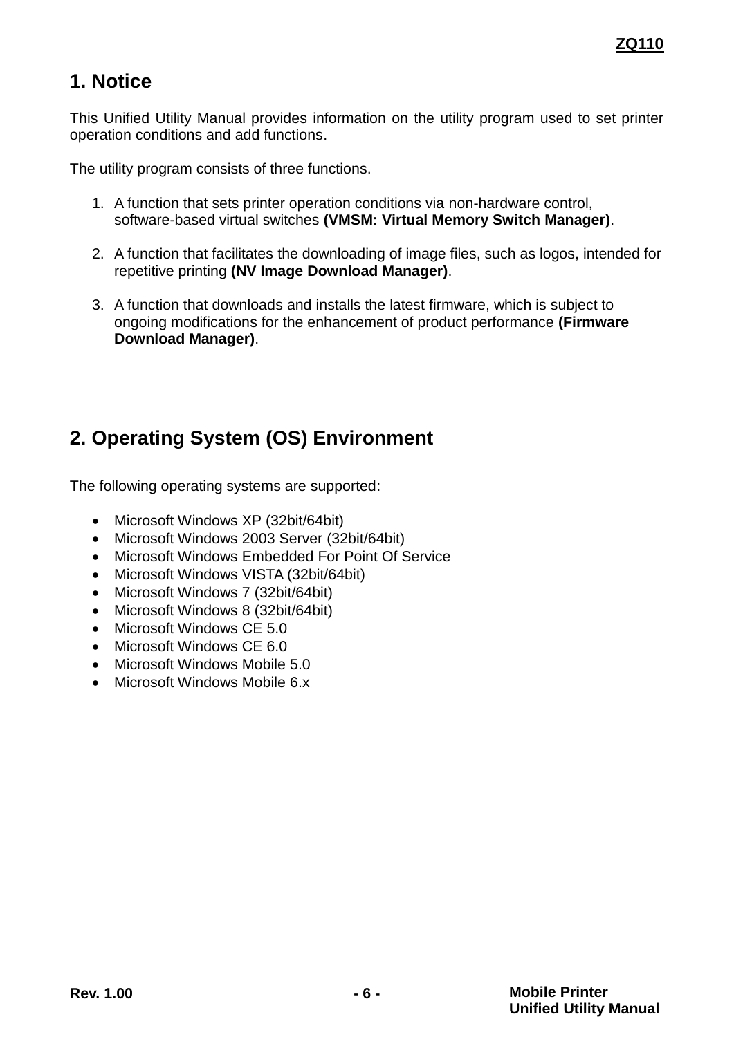# 1. Notice

This Unified Utility Manual provides information on the utility program used to set printer operation conditions and add functions.

The utility program consists of three functions.

1. A function that sets printer operation conditions via non-hardware control, software-based virtual switches **(VMSM: Virtual Memory Switch Manager)**.

2. A function that facilitates the downloading of image files, such as logos, intended for repetitive printing **(NV Image Download Manager)**.

3. A function that downloads and installs the latest firmware, which is subject to ongoing modifications for the enhancement of product performance **(Firmware Download Manager)**.

# 2. Operating System (OS) Environment

The following operating systems are supported:

- Microsoft Windows XP (32bit/64bit)
- Microsoft Windows 2003 Server (32bit/64bit)
- Microsoft Windows Embedded For Point Of Service
- Microsoft Windows VISTA (32bit/64bit)
- Microsoft Windows 7 (32bit/64bit)
- Microsoft Windows 8 (32bit/64bit)
- Microsoft Windows CE 5.0
- Microsoft Windows CE 6.0
- Microsoft Windows Mobile 5.0
- Microsoft Windows Mobile 6.x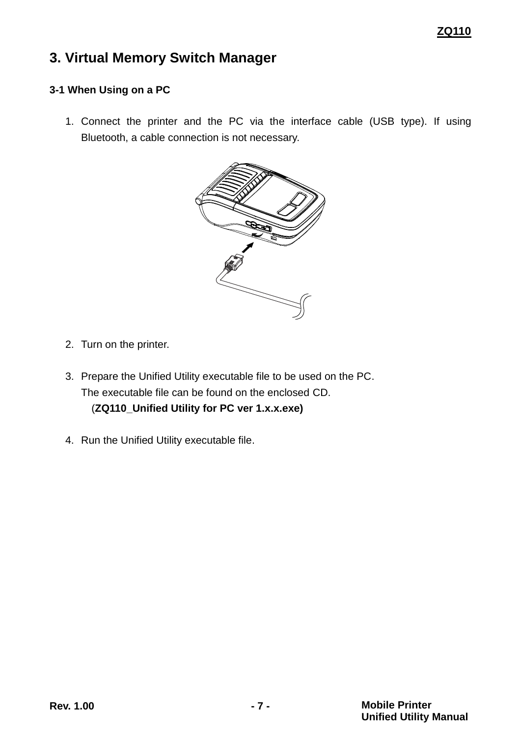# 3. Virtual Memory Switch Manager

### 3-1 When Using on a PC

1. Connect the printer and the PC via the interface cable (USB type). If using Bluetooth, a cable connection is not necessary.

2. Turn on the printer.

3. Prepare the Unified Utility executable file to be used on the PC.
   The executable file can be found on the enclosed CD.
   (**ZQ110_Unified Utility for PC ver 1.x.x.exe)**

4. Run the Unified Utility executable file.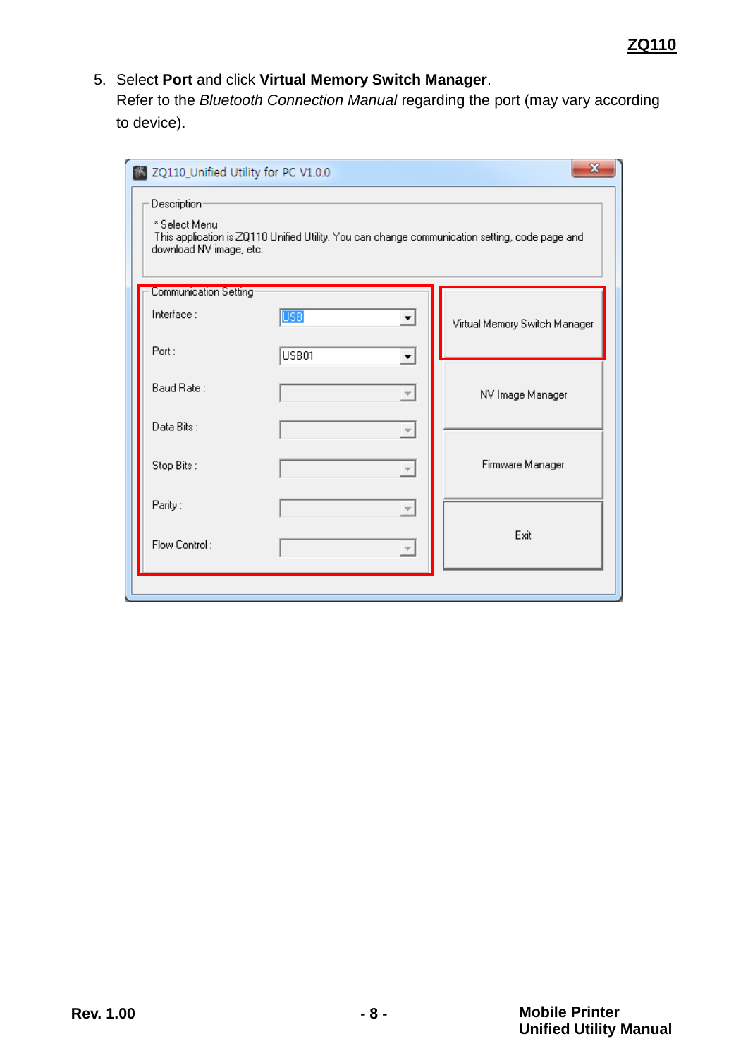5. Select **Port** and click **Virtual Memory Switch Manager**.
   Refer to the *Bluetooth Connection Manual* regarding the port (may vary according to device).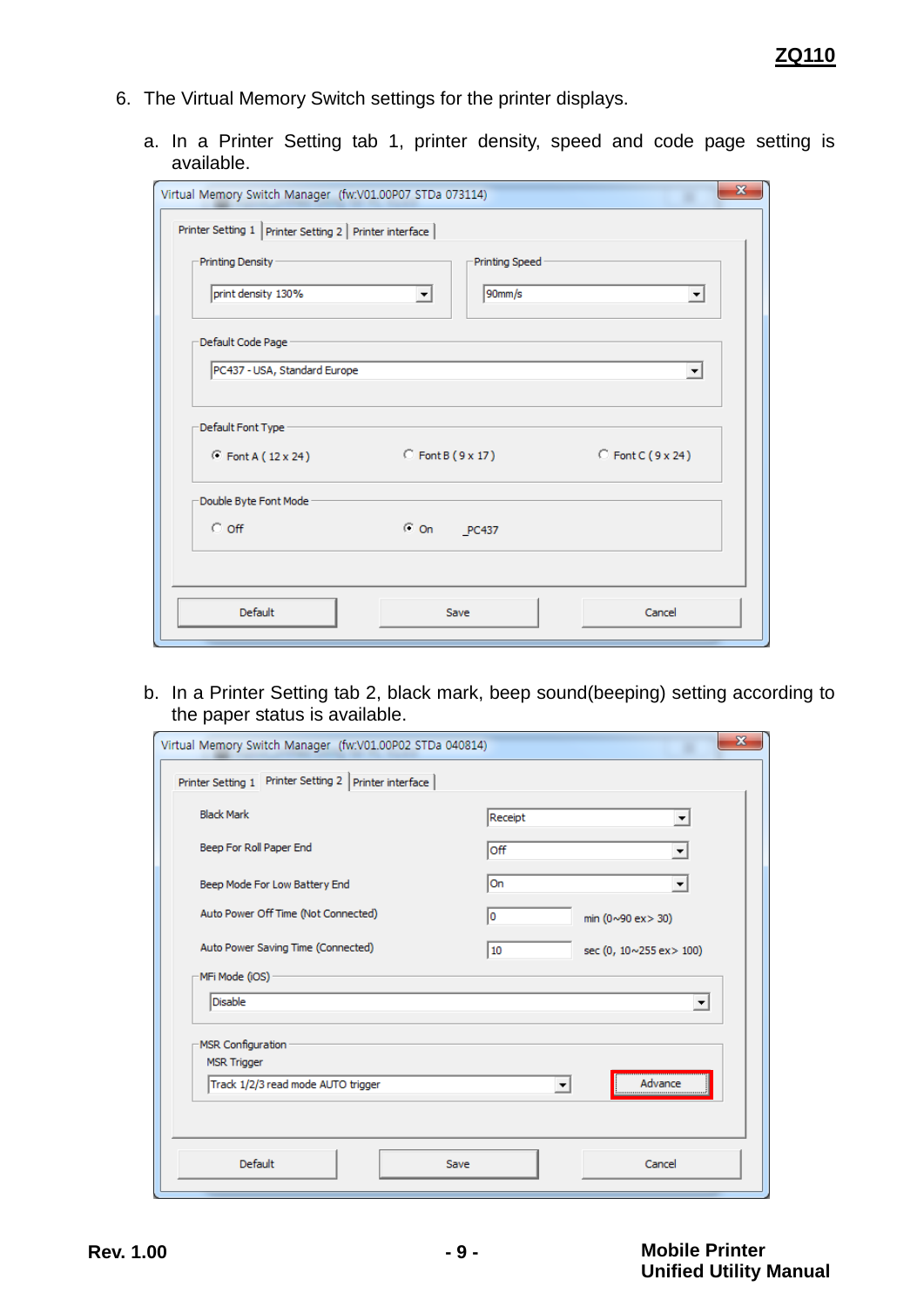6. The Virtual Memory Switch settings for the printer displays.

   a. In a Printer Setting tab 1, printer density, speed and code page setting is available.

   b. In a Printer Setting tab 2, black mark, beep sound(beeping) setting according to the paper status is available.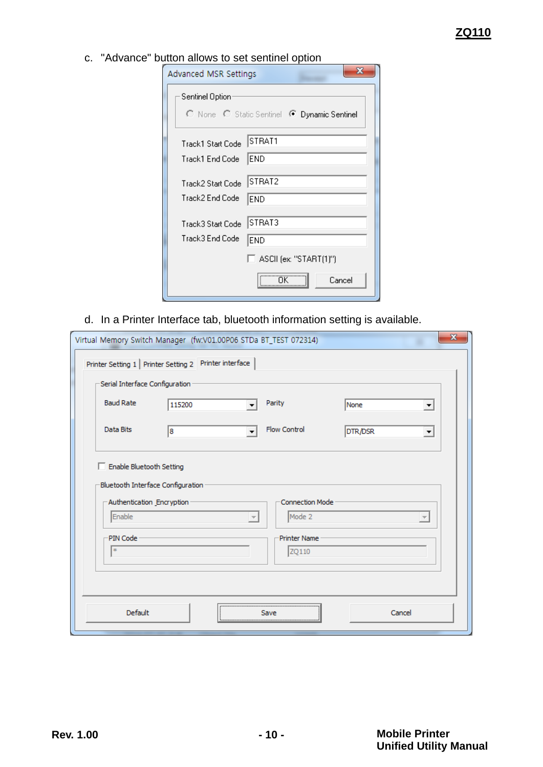c. "Advance" button allows to set sentinel option

Advanced MSR Settings

Sentinel Option

None   Static Sentinel   Dynamic Sentinel

Track1 Start Code STRAT1

Track1 End Code END

Track2 Start Code STRAT2

Track2 End Code END

Track3 Start Code STRAT3

Track3 End Code END

ASCII (ex: "START(1)")

OK   Cancel

d. In a Printer Interface tab, bluetooth information setting is available.

Virtual Memory Switch Manager (fw:V01.00P06 STDa BT_TEST 072314)

Printer Setting 1 | Printer Setting 2 | Printer interface

Serial Interface Configuration

| Baud Rate | 115200 | Parity | None |
|---|---|---|---|
| Data Bits | 8 | Flow Control | DTR/DSR |

Enable Bluetooth Setting

Bluetooth Interface Configuration

| Authentication_Encryption | Connection Mode |
|---|---|
| Enable | Mode 2 |
| PIN Code | Printer Name |
| * | ZQ110 |

Default   Save   Cancel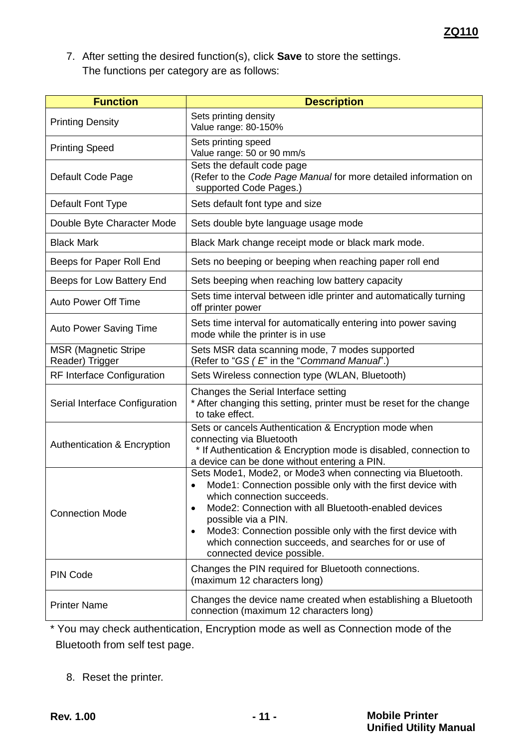7. After setting the desired function(s), click **Save** to store the settings.
   The functions per category are as follows:

| Function | Description |
|---|---|
| Printing Density | Sets printing density<br>Value range: 80-150% |
| Printing Speed | Sets printing speed<br>Value range: 50 or 90 mm/s |
| Default Code Page | Sets the default code page<br>(Refer to the *Code Page Manual* for more detailed information on supported Code Pages.) |
| Default Font Type | Sets default font type and size |
| Double Byte Character Mode | Sets double byte language usage mode |
| Black Mark | Black Mark change receipt mode or black mark mode. |
| Beeps for Paper Roll End | Sets no beeping or beeping when reaching paper roll end |
| Beeps for Low Battery End | Sets beeping when reaching low battery capacity |
| Auto Power Off Time | Sets time interval between idle printer and automatically turning off printer power |
| Auto Power Saving Time | Sets time interval for automatically entering into power saving mode while the printer is in use |
| MSR (Magnetic Stripe Reader) Trigger | Sets MSR data scanning mode, 7 modes supported<br>(Refer to "*GS ( E*" in the "*Command Manual*".) |
| RF Interface Configuration | Sets Wireless connection type (WLAN, Bluetooth) |
| Serial Interface Configuration | Changes the Serial Interface setting<br>* After changing this setting, printer must be reset for the change to take effect. |
| Authentication & Encryption | Sets or cancels Authentication & Encryption mode when connecting via Bluetooth<br>* If Authentication & Encryption mode is disabled, connection to a device can be done without entering a PIN. |
| Connection Mode | Sets Mode1, Mode2, or Mode3 when connecting via Bluetooth.<br>• Mode1: Connection possible only with the first device with which connection succeeds.<br>• Mode2: Connection with all Bluetooth-enabled devices possible via a PIN.<br>• Mode3: Connection possible only with the first device with which connection succeeds, and searches for or use of connected device possible. |
| PIN Code | Changes the PIN required for Bluetooth connections.<br>(maximum 12 characters long) |
| Printer Name | Changes the device name created when establishing a Bluetooth connection (maximum 12 characters long) |

* You may check authentication, Encryption mode as well as Connection mode of the Bluetooth from self test page.

8. Reset the printer.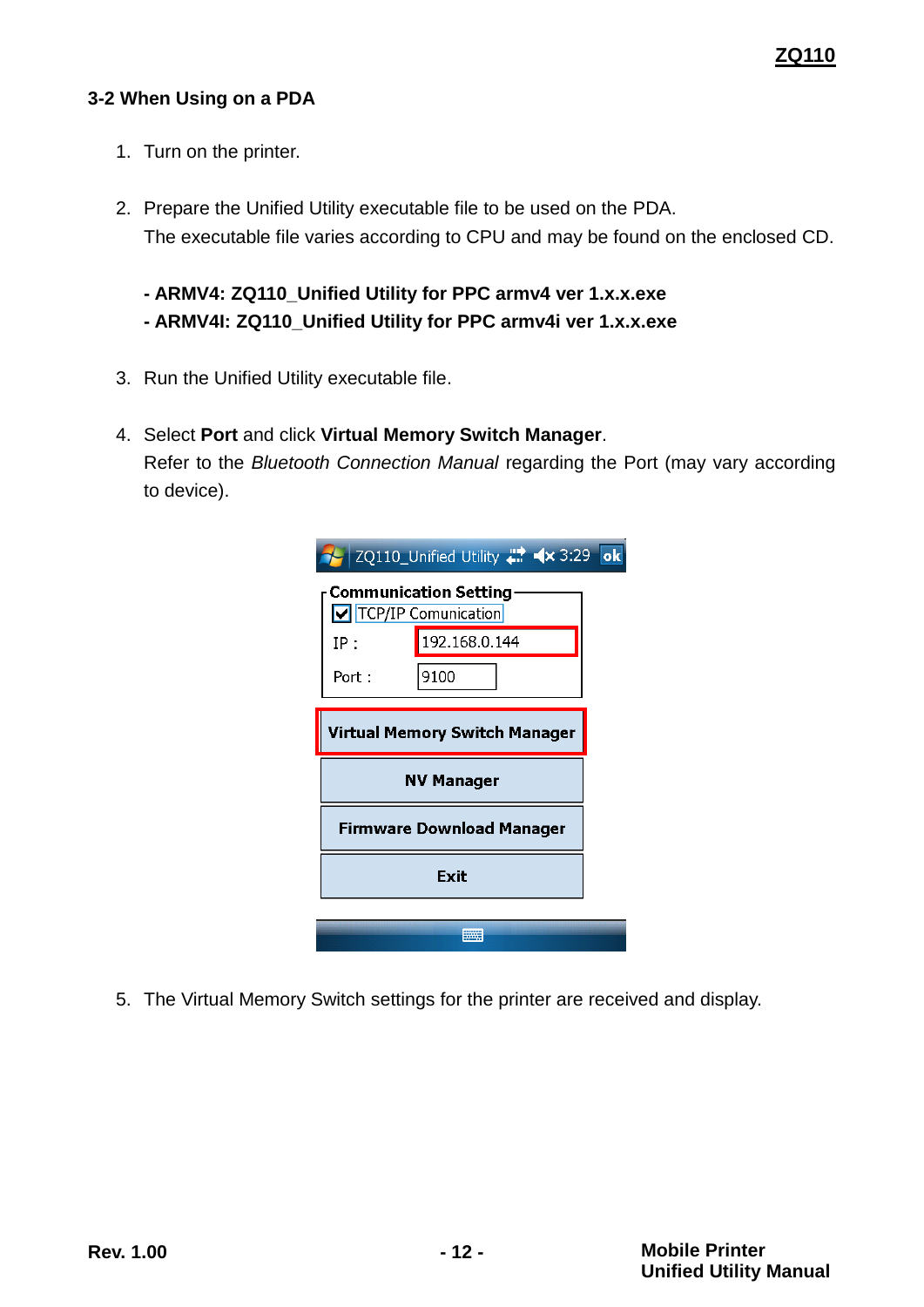### 3-2 When Using on a PDA

1. Turn on the printer.

2. Prepare the Unified Utility executable file to be used on the PDA.
   The executable file varies according to CPU and may be found on the enclosed CD.

   **- ARMV4: ZQ110_Unified Utility for PPC armv4 ver 1.x.x.exe**
   **- ARMV4I: ZQ110_Unified Utility for PPC armv4i ver 1.x.x.exe**

3. Run the Unified Utility executable file.

4. Select **Port** and click **Virtual Memory Switch Manager**.
   Refer to the *Bluetooth Connection Manual* regarding the Port (may vary according to device).

5. The Virtual Memory Switch settings for the printer are received and display.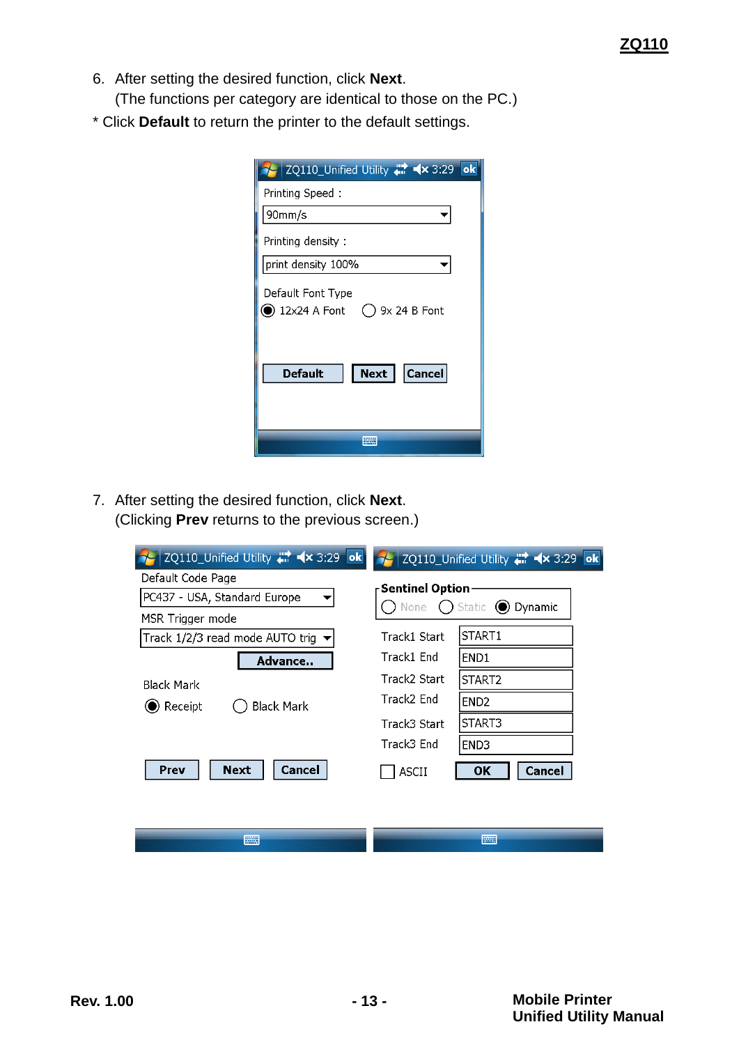6. After setting the desired function, click **Next**.
   (The functions per category are identical to those on the PC.)

* Click **Default** to return the printer to the default settings.

ZQ110_Unified Utility 3:29 ok

Printing Speed :

90mm/s

Printing density :

print density 100%

Default Font Type

(●) 12x24 A Font ( ) 9x 24 B Font

Default | Next | Cancel

7. After setting the desired function, click **Next**.
   (Clicking **Prev** returns to the previous screen.)

ZQ110_Unified Utility 3:29 ok

Default Code Page

PC437 - USA, Standard Europe

MSR Trigger mode

Track 1/2/3 read mode AUTO trig

Advance..

Black Mark

(●) Receipt ( ) Black Mark

Prev | Next | Cancel

ZQ110_Unified Utility 3:29 ok

**Sentinel Option**

( ) None ( ) Static (●) Dynamic

| | |
|---|---|
| Track1 Start | START1 |
| Track1 End | END1 |
| Track2 Start | START2 |
| Track2 End | END2 |
| Track3 Start | START3 |
| Track3 End | END3 |

[ ] ASCII | OK | Cancel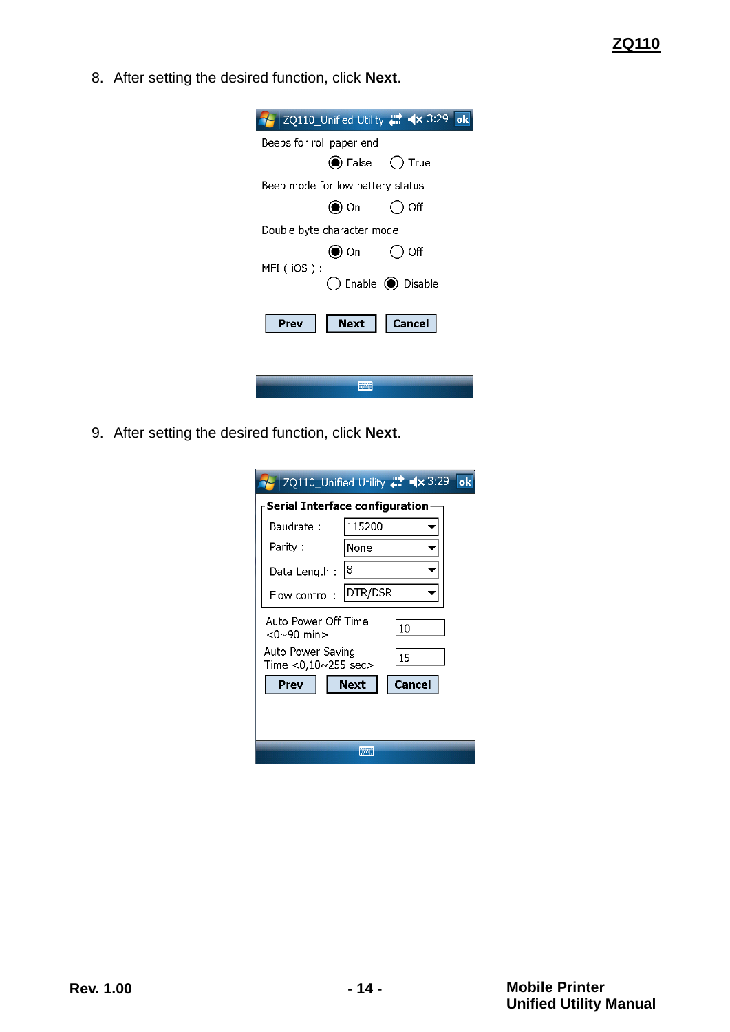8. After setting the desired function, click **Next**.

ZQ110_Unified Utility 3:29 ok

Beeps for roll paper end

◉ False ◯ True

Beep mode for low battery status

◉ On ◯ Off

Double byte character mode

◉ On ◯ Off

MFI ( iOS ) :

◯ Enable ◉ Disable

Prev | Next | Cancel

9. After setting the desired function, click **Next**.

ZQ110_Unified Utility 3:29 ok

**Serial Interface configuration**

Baudrate : 115200

Parity : None

Data Length : 8

Flow control : DTR/DSR

Auto Power Off Time <0~90 min> 10

Auto Power Saving Time <0,10~255 sec> 15

Prev | Next | Cancel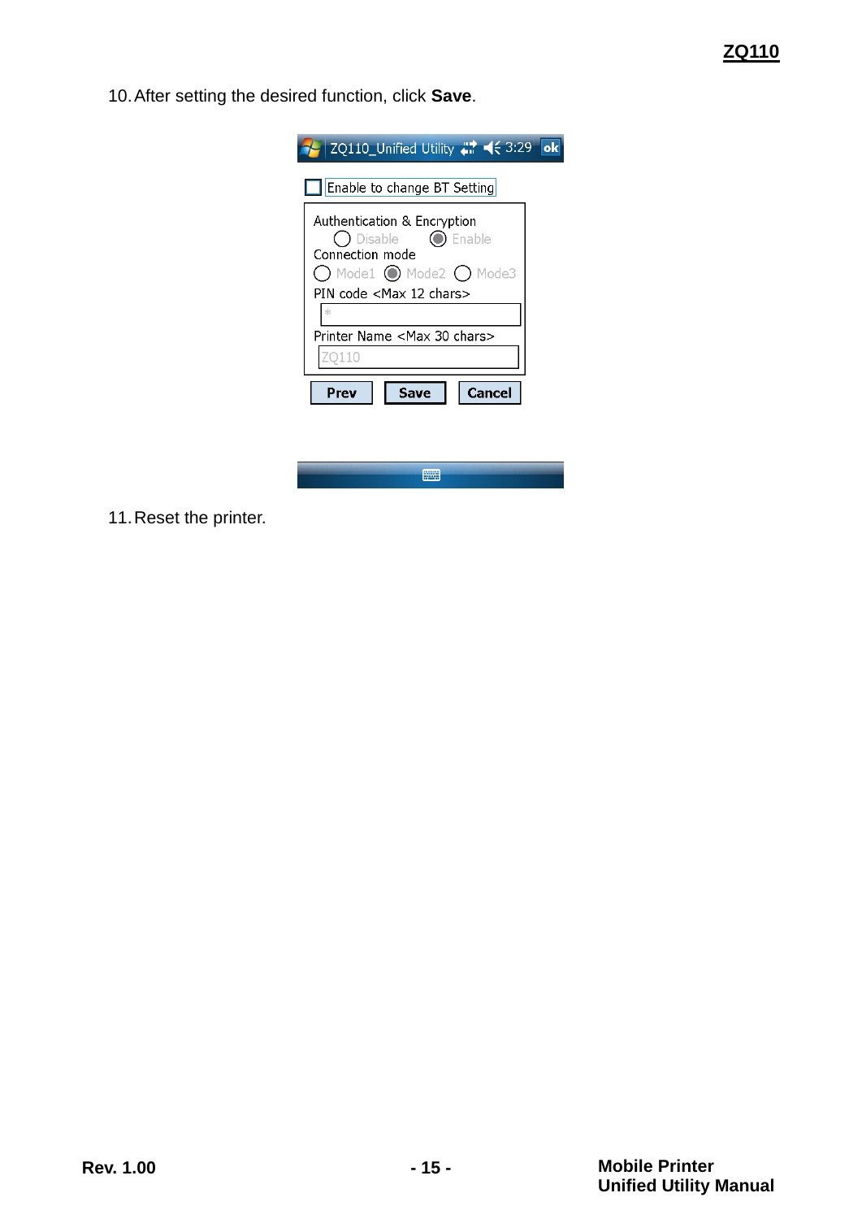10. After setting the desired function, click **Save**.

11. Reset the printer.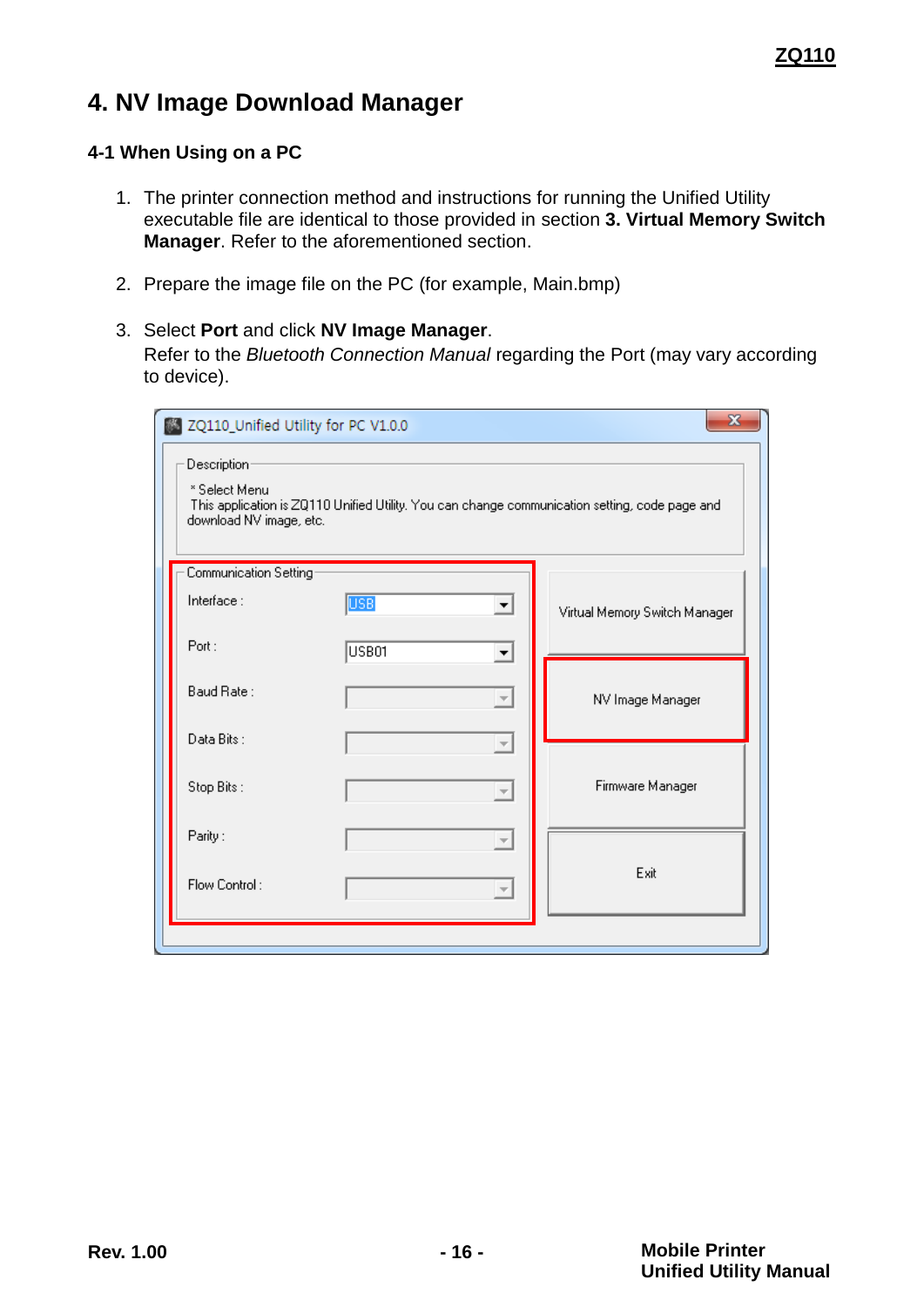# 4. NV Image Download Manager

## 4-1 When Using on a PC

1. The printer connection method and instructions for running the Unified Utility executable file are identical to those provided in section **3. Virtual Memory Switch Manager**. Refer to the aforementioned section.

2. Prepare the image file on the PC (for example, Main.bmp)

3. Select **Port** and click **NV Image Manager**.
   Refer to the *Bluetooth Connection Manual* regarding the Port (may vary according to device).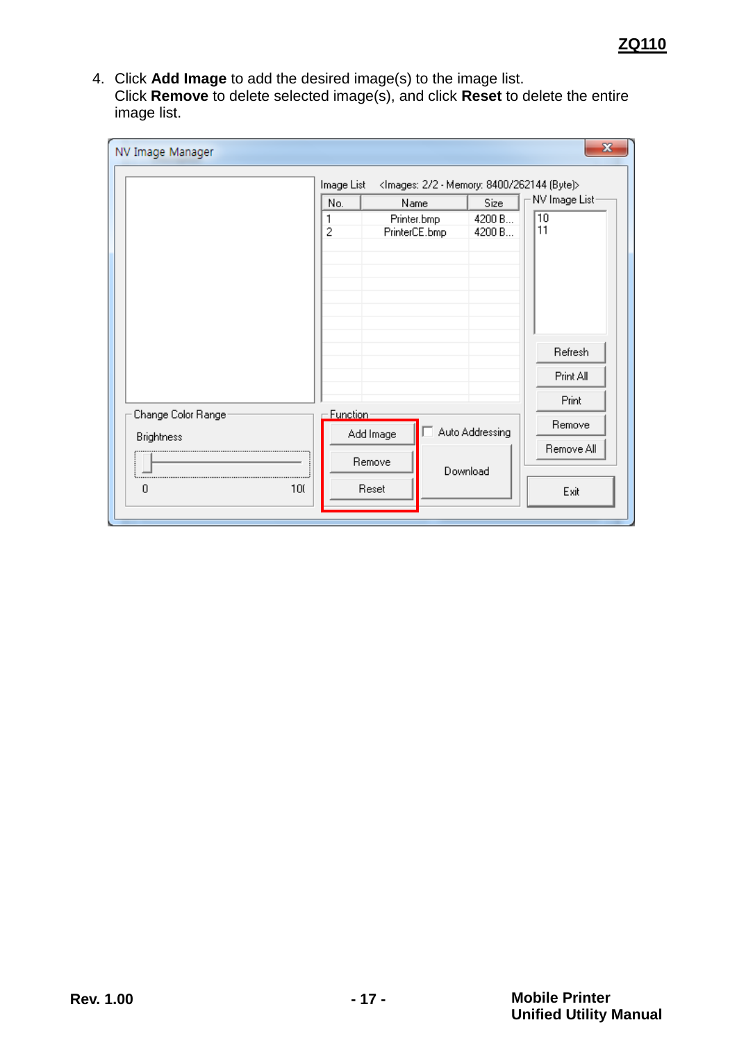4. Click **Add Image** to add the desired image(s) to the image list.
   Click **Remove** to delete selected image(s), and click **Reset** to delete the entire image list.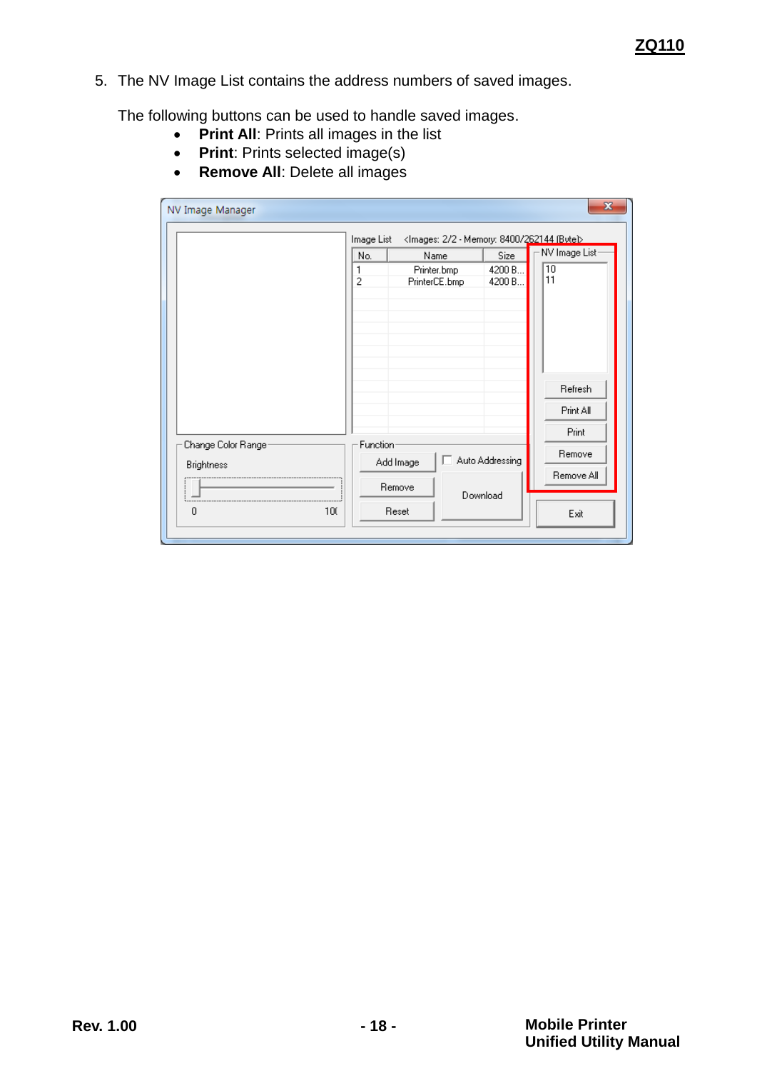5. The NV Image List contains the address numbers of saved images.

   The following buttons can be used to handle saved images.

   - **Print All**: Prints all images in the list
   - **Print**: Prints selected image(s)
   - **Remove All**: Delete all images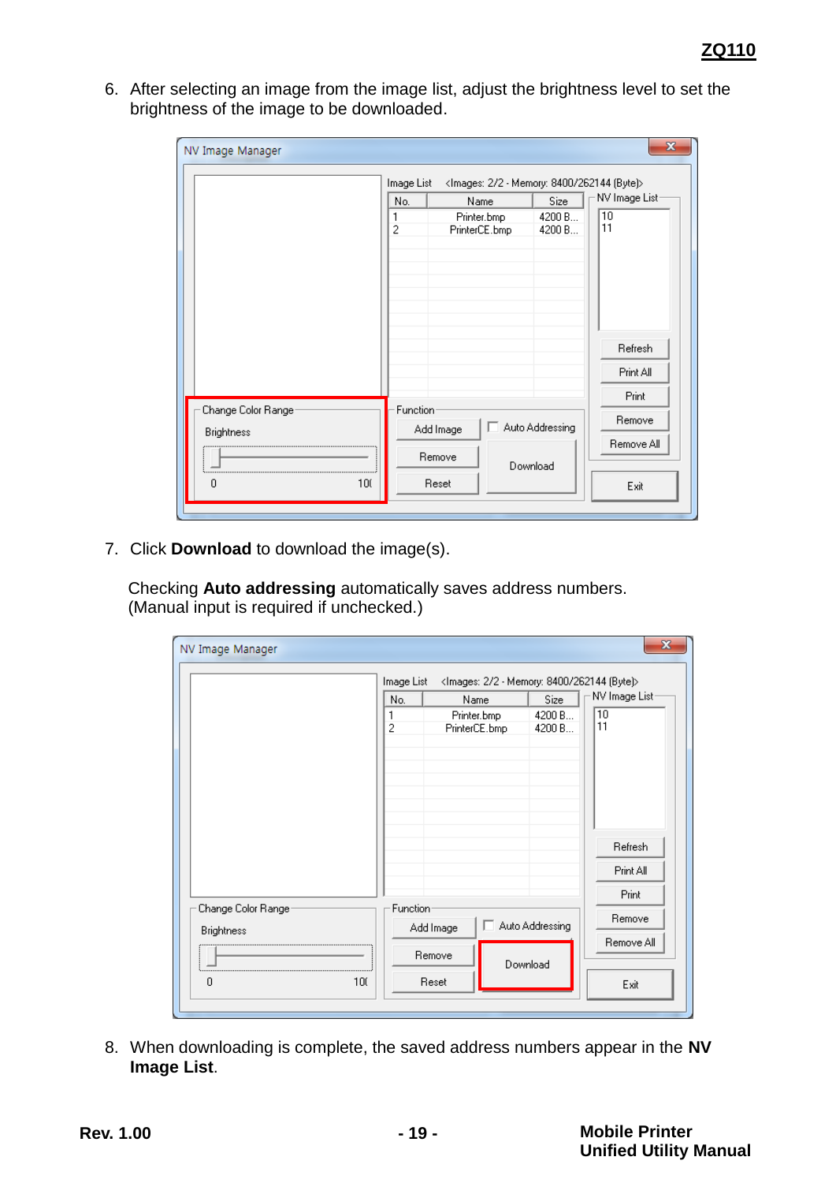6. After selecting an image from the image list, adjust the brightness level to set the brightness of the image to be downloaded.

7. Click **Download** to download the image(s).

   Checking **Auto addressing** automatically saves address numbers. (Manual input is required if unchecked.)

8. When downloading is complete, the saved address numbers appear in the **NV Image List**.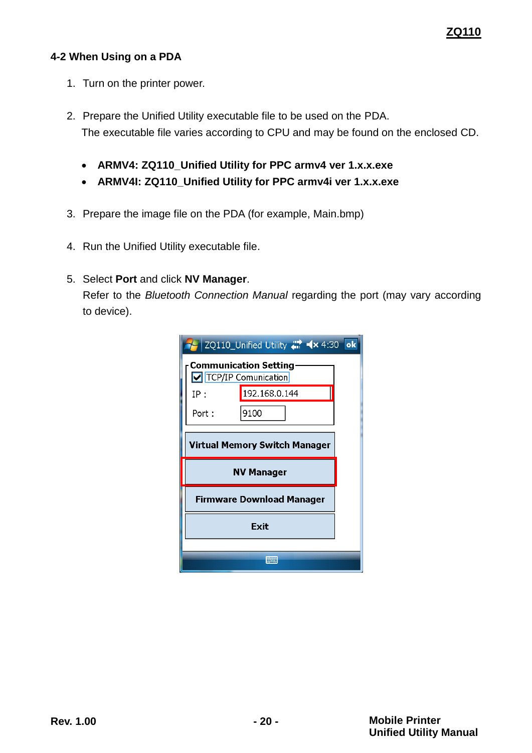## 4-2 When Using on a PDA

1. Turn on the printer power.

2. Prepare the Unified Utility executable file to be used on the PDA.
   The executable file varies according to CPU and may be found on the enclosed CD.

   - **ARMV4: ZQ110_Unified Utility for PPC armv4 ver 1.x.x.exe**
   - **ARMV4I: ZQ110_Unified Utility for PPC armv4i ver 1.x.x.exe**

3. Prepare the image file on the PDA (for example, Main.bmp)

4. Run the Unified Utility executable file.

5. Select **Port** and click **NV Manager**.
   Refer to the *Bluetooth Connection Manual* regarding the port (may vary according to device).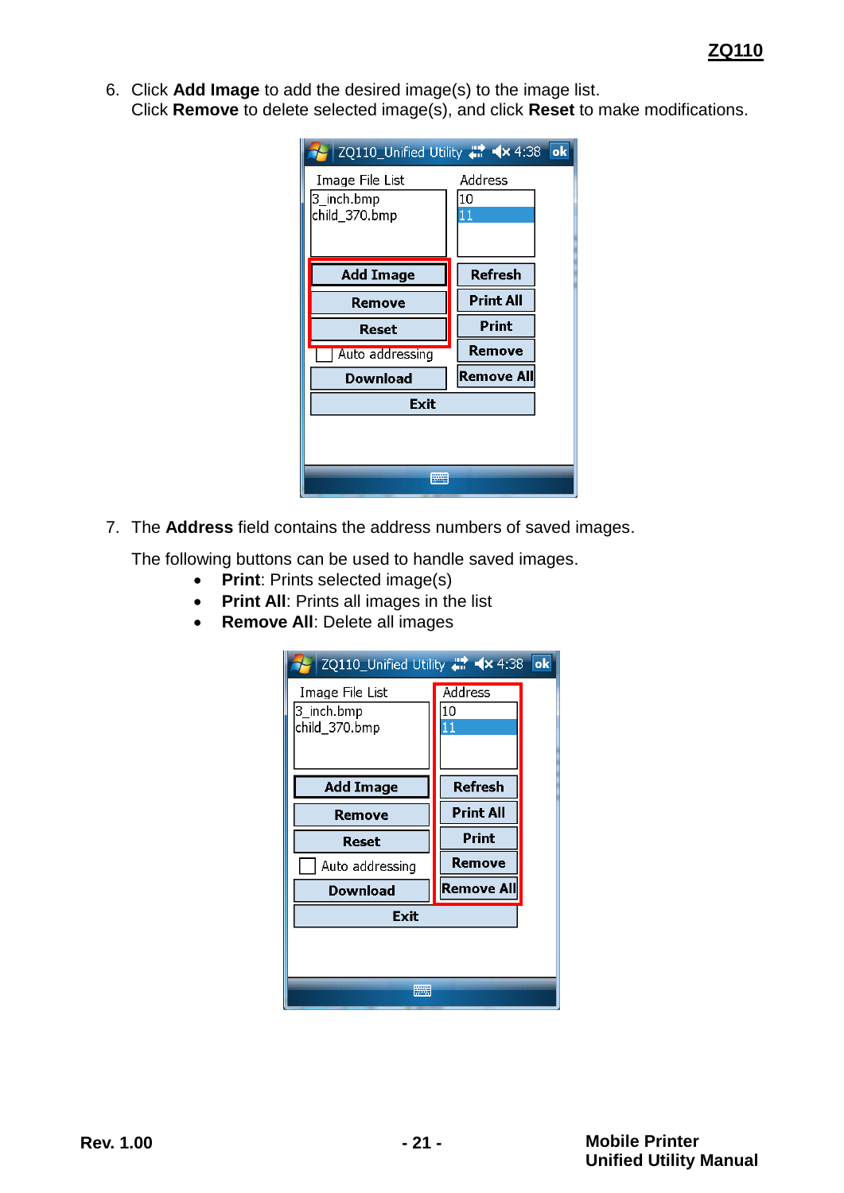6. Click **Add Image** to add the desired image(s) to the image list.
   Click **Remove** to delete selected image(s), and click **Reset** to make modifications.

7. The **Address** field contains the address numbers of saved images.

   The following buttons can be used to handle saved images.

   - **Print**: Prints selected image(s)
   - **Print All**: Prints all images in the list
   - **Remove All**: Delete all images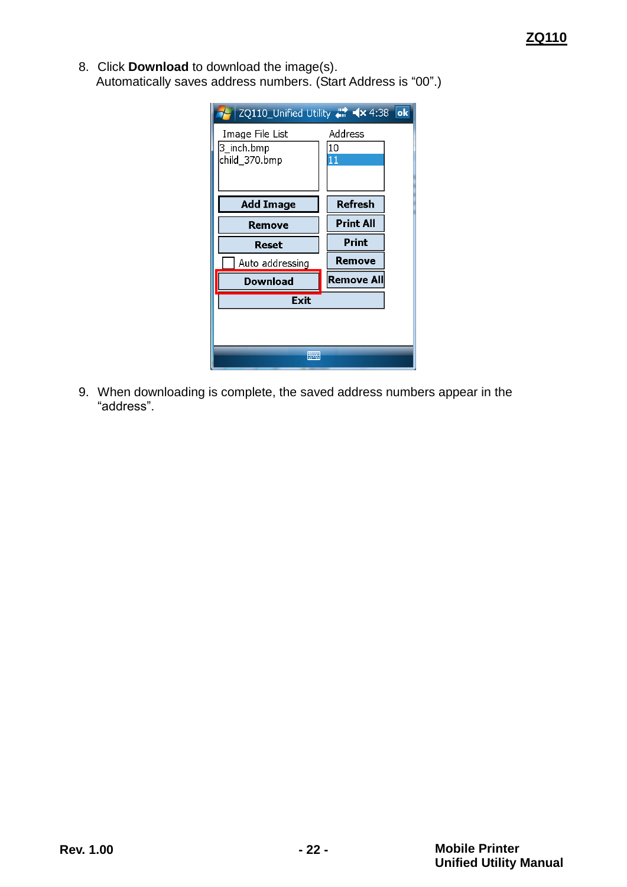8. Click **Download** to download the image(s).
   Automatically saves address numbers. (Start Address is “00”.)

9. When downloading is complete, the saved address numbers appear in the “address”.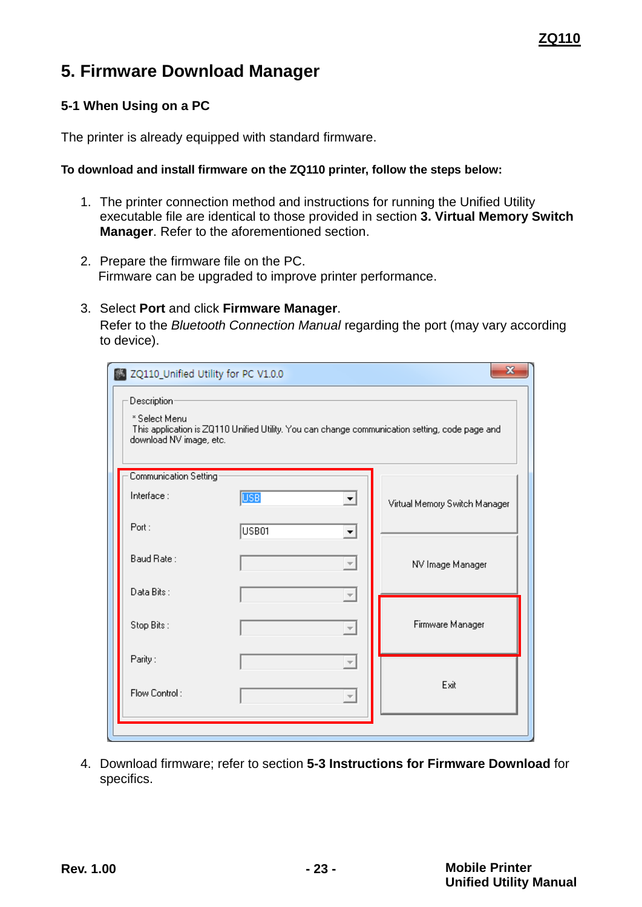# 5. Firmware Download Manager

### 5-1 When Using on a PC

The printer is already equipped with standard firmware.

**To download and install firmware on the ZQ110 printer, follow the steps below:**

1. The printer connection method and instructions for running the Unified Utility executable file are identical to those provided in section **3. Virtual Memory Switch Manager**. Refer to the aforementioned section.

2. Prepare the firmware file on the PC.
   Firmware can be upgraded to improve printer performance.

3. Select **Port** and click **Firmware Manager**.
   Refer to the *Bluetooth Connection Manual* regarding the port (may vary according to device).

4. Download firmware; refer to section **5-3 Instructions for Firmware Download** for specifics.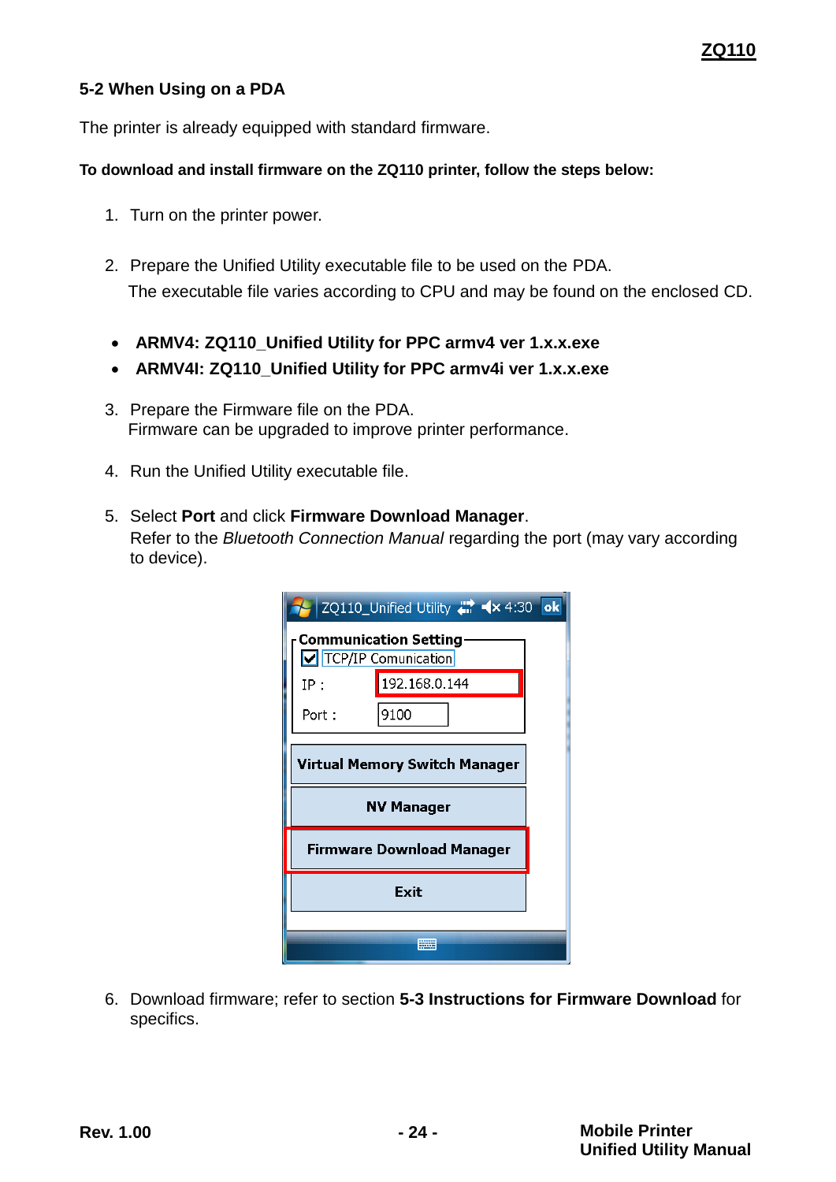## 5-2 When Using on a PDA

The printer is already equipped with standard firmware.

**To download and install firmware on the ZQ110 printer, follow the steps below:**

1. Turn on the printer power.

2. Prepare the Unified Utility executable file to be used on the PDA.
   The executable file varies according to CPU and may be found on the enclosed CD.

- **ARMV4: ZQ110_Unified Utility for PPC armv4 ver 1.x.x.exe**
- **ARMV4I: ZQ110_Unified Utility for PPC armv4i ver 1.x.x.exe**

3. Prepare the Firmware file on the PDA.
   Firmware can be upgraded to improve printer performance.

4. Run the Unified Utility executable file.

5. Select **Port** and click **Firmware Download Manager**.
   Refer to the *Bluetooth Connection Manual* regarding the port (may vary according to device).

6. Download firmware; refer to section **5-3 Instructions for Firmware Download** for specifics.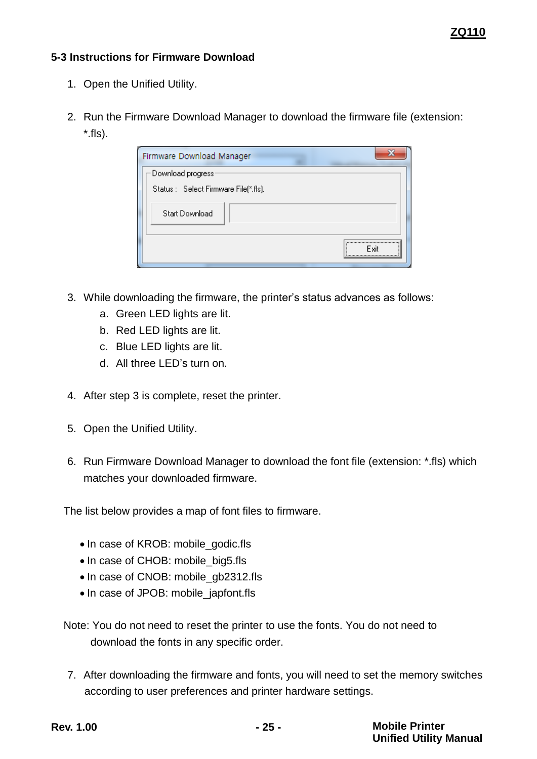## 5-3 Instructions for Firmware Download

1. Open the Unified Utility.

2. Run the Firmware Download Manager to download the firmware file (extension: *.fls).

3. While downloading the firmware, the printer's status advances as follows:
   a. Green LED lights are lit.
   b. Red LED lights are lit.
   c. Blue LED lights are lit.
   d. All three LED's turn on.

4. After step 3 is complete, reset the printer.

5. Open the Unified Utility.

6. Run Firmware Download Manager to download the font file (extension: *.fls) which matches your downloaded firmware.

The list below provides a map of font files to firmware.

- In case of KROB: mobile_godic.fls
- In case of CHOB: mobile_big5.fls
- In case of CNOB: mobile_gb2312.fls
- In case of JPOB: mobile_japfont.fls

Note: You do not need to reset the printer to use the fonts. You do not need to download the fonts in any specific order.

7. After downloading the firmware and fonts, you will need to set the memory switches according to user preferences and printer hardware settings.